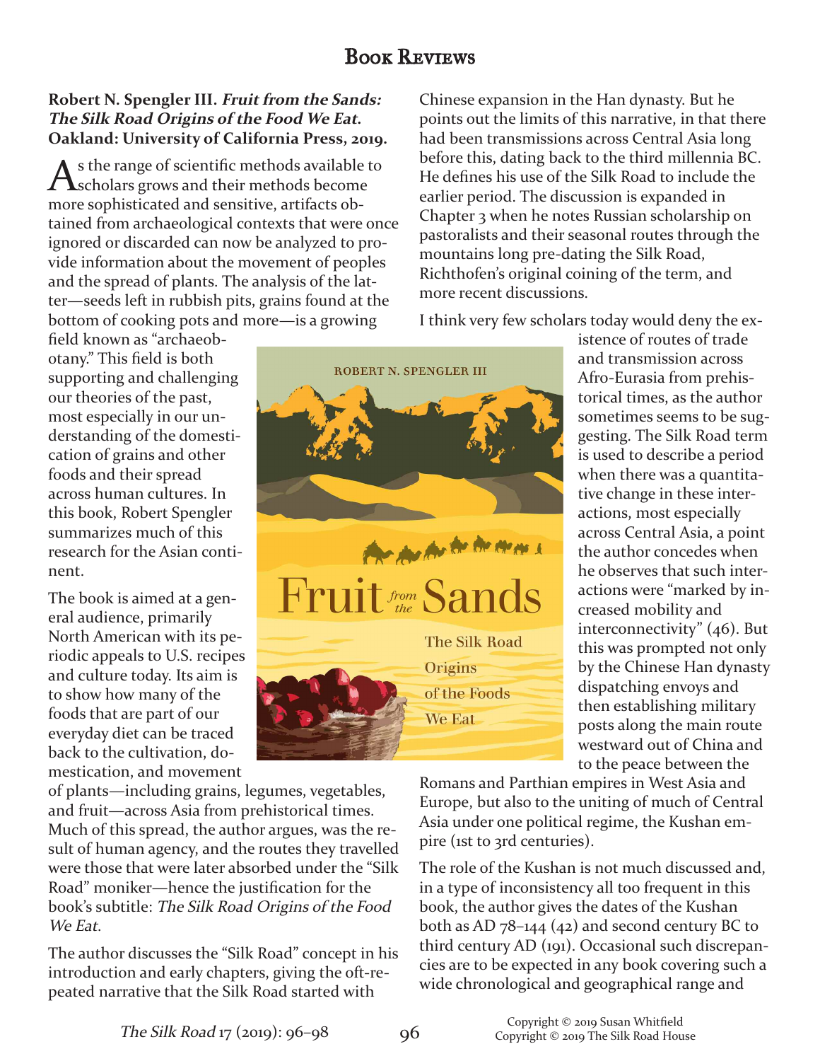# Book Reviews

**Robert N. Spengler III. *Fruit from the Sands: The Silk Road Origins of the Food We Eat*. Oakland: University of California Press, 2019.**

As the range of scientific methods available to scholars grows and their methods become more sophisticated and sensitive, artifacts obtained from archaeological contexts that were once ignored or discarded can now be analyzed to provide information about the movement of peoples and the spread of plants. The analysis of the latter—seeds left in rubbish pits, grains found at the bottom of cooking pots and more—is a growing field known as "archaeobotany." This field is both supporting and challenging our theories of the past, most especially in our understanding of the domestication of grains and other foods and their spread across human cultures. In this book, Robert Spengler summarizes much of this research for the Asian continent.

The book is aimed at a general audience, primarily North American with its periodic appeals to U.S. recipes and culture today. Its aim is to show how many of the foods that are part of our everyday diet can be traced back to the cultivation, domestication, and movement of plants—including grains, legumes, vegetables, and fruit—across Asia from prehistorical times. Much of this spread, the author argues, was the result of human agency, and the routes they travelled were those that were later absorbed under the "Silk Road" moniker—hence the justification for the book's subtitle: *The Silk Road Origins of the Food We Eat*.

The author discusses the "Silk Road" concept in his introduction and early chapters, giving the oft-repeated narrative that the Silk Road started with Chinese expansion in the Han dynasty. But he points out the limits of this narrative, in that there had been transmissions across Central Asia long before this, dating back to the third millennia BC. He defines his use of the Silk Road to include the earlier period. The discussion is expanded in Chapter 3 when he notes Russian scholarship on pastoralists and their seasonal routes through the mountains long pre-dating the Silk Road, Richthofen's original coining of the term, and more recent discussions.

I think very few scholars today would deny the existence of routes of trade and transmission across Afro-Eurasia from prehistorical times, as the author sometimes seems to be suggesting. The Silk Road term is used to describe a period when there was a quantitative change in these interactions, most especially across Central Asia, a point the author concedes when he observes that such interactions were "marked by increased mobility and interconnectivity" (46). But this was prompted not only by the Chinese Han dynasty dispatching envoys and then establishing military posts along the main route westward out of China and to the peace between the Romans and Parthian empires in West Asia and Europe, but also to the uniting of much of Central Asia under one political regime, the Kushan empire (1st to 3rd centuries).

The role of the Kushan is not much discussed and, in a type of inconsistency all too frequent in this book, the author gives the dates of the Kushan both as AD 78–144 (42) and second century BC to third century AD (191). Occasional such discrepancies are to be expected in any book covering such a wide chronological and geographical range and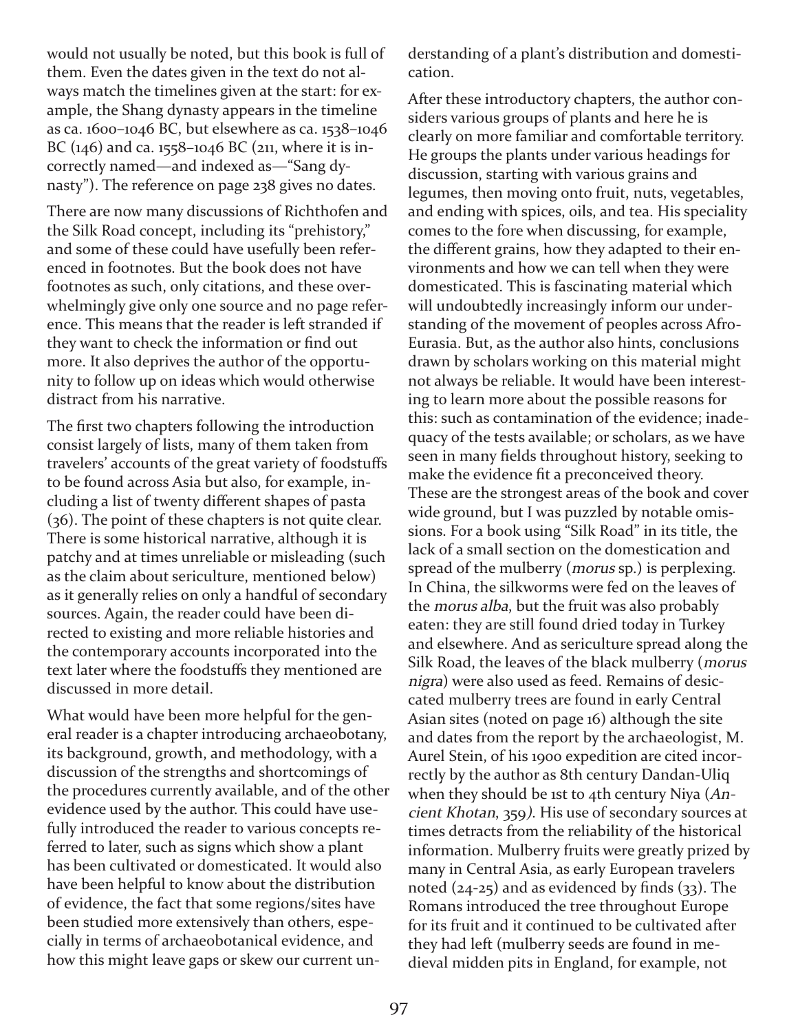would not usually be noted, but this book is full of them. Even the dates given in the text do not always match the timelines given at the start: for example, the Shang dynasty appears in the timeline as ca. 1600–1046 BC, but elsewhere as ca. 1538–1046 BC (146) and ca. 1558–1046 BC (211, where it is incorrectly named—and indexed as—"Sang dynasty"). The reference on page 238 gives no dates.

There are now many discussions of Richthofen and the Silk Road concept, including its "prehistory," and some of these could have usefully been referenced in footnotes. But the book does not have footnotes as such, only citations, and these overwhelmingly give only one source and no page reference. This means that the reader is left stranded if they want to check the information or find out more. It also deprives the author of the opportunity to follow up on ideas which would otherwise distract from his narrative.

The first two chapters following the introduction consist largely of lists, many of them taken from travelers' accounts of the great variety of foodstuffs to be found across Asia but also, for example, including a list of twenty different shapes of pasta (36). The point of these chapters is not quite clear. There is some historical narrative, although it is patchy and at times unreliable or misleading (such as the claim about sericulture, mentioned below) as it generally relies on only a handful of secondary sources. Again, the reader could have been directed to existing and more reliable histories and the contemporary accounts incorporated into the text later where the foodstuffs they mentioned are discussed in more detail.

What would have been more helpful for the general reader is a chapter introducing archaeobotany, its background, growth, and methodology, with a discussion of the strengths and shortcomings of the procedures currently available, and of the other evidence used by the author. This could have usefully introduced the reader to various concepts referred to later, such as signs which show a plant has been cultivated or domesticated. It would also have been helpful to know about the distribution of evidence, the fact that some regions/sites have been studied more extensively than others, especially in terms of archaeobotanical evidence, and how this might leave gaps or skew our current understanding of a plant's distribution and domestication.

After these introductory chapters, the author considers various groups of plants and here he is clearly on more familiar and comfortable territory. He groups the plants under various headings for discussion, starting with various grains and legumes, then moving onto fruit, nuts, vegetables, and ending with spices, oils, and tea. His speciality comes to the fore when discussing, for example, the different grains, how they adapted to their environments and how we can tell when they were domesticated. This is fascinating material which will undoubtedly increasingly inform our understanding of the movement of peoples across Afro-Eurasia. But, as the author also hints, conclusions drawn by scholars working on this material might not always be reliable. It would have been interesting to learn more about the possible reasons for this: such as contamination of the evidence; inadequacy of the tests available; or scholars, as we have seen in many fields throughout history, seeking to make the evidence fit a preconceived theory. These are the strongest areas of the book and cover wide ground, but I was puzzled by notable omissions. For a book using "Silk Road" in its title, the lack of a small section on the domestication and spread of the mulberry (*morus* sp.) is perplexing. In China, the silkworms were fed on the leaves of the *morus alba*, but the fruit was also probably eaten: they are still found dried today in Turkey and elsewhere. And as sericulture spread along the Silk Road, the leaves of the black mulberry (*morus nigra*) were also used as feed. Remains of desiccated mulberry trees are found in early Central Asian sites (noted on page 16) although the site and dates from the report by the archaeologist, M. Aurel Stein, of his 1900 expedition are cited incorrectly by the author as 8th century Dandan-Uliq when they should be 1st to 4th century Niya (*Ancient Khotan*, 359). His use of secondary sources at times detracts from the reliability of the historical information. Mulberry fruits were greatly prized by many in Central Asia, as early European travelers noted (24-25) and as evidenced by finds (33). The Romans introduced the tree throughout Europe for its fruit and it continued to be cultivated after they had left (mulberry seeds are found in medieval midden pits in England, for example, not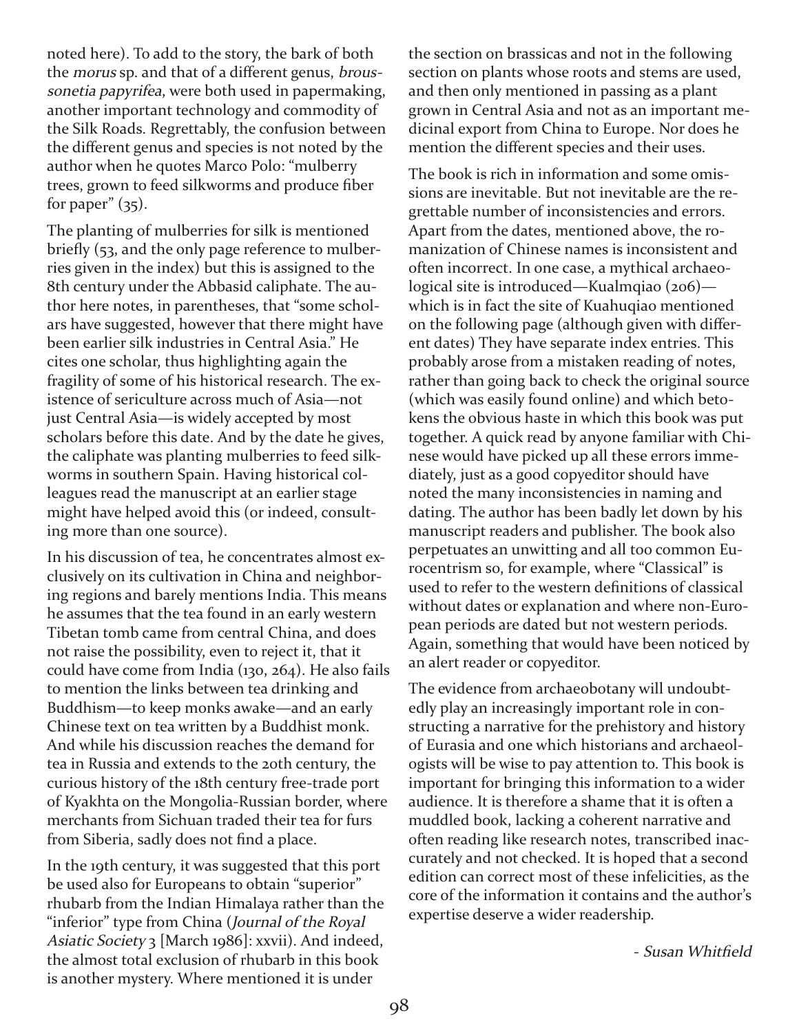noted here). To add to the story, the bark of both the *morus* sp. and that of a different genus, *broussonetia papyrifea*, were both used in papermaking, another important technology and commodity of the Silk Roads. Regrettably, the confusion between the different genus and species is not noted by the author when he quotes Marco Polo: "mulberry trees, grown to feed silkworms and produce fiber for paper" (35).

The planting of mulberries for silk is mentioned briefly (53, and the only page reference to mulberries given in the index) but this is assigned to the 8th century under the Abbasid caliphate. The author here notes, in parentheses, that "some scholars have suggested, however that there might have been earlier silk industries in Central Asia." He cites one scholar, thus highlighting again the fragility of some of his historical research. The existence of sericulture across much of Asia—not just Central Asia—is widely accepted by most scholars before this date. And by the date he gives, the caliphate was planting mulberries to feed silkworms in southern Spain. Having historical colleagues read the manuscript at an earlier stage might have helped avoid this (or indeed, consulting more than one source).

In his discussion of tea, he concentrates almost exclusively on its cultivation in China and neighboring regions and barely mentions India. This means he assumes that the tea found in an early western Tibetan tomb came from central China, and does not raise the possibility, even to reject it, that it could have come from India (130, 264). He also fails to mention the links between tea drinking and Buddhism—to keep monks awake—and an early Chinese text on tea written by a Buddhist monk. And while his discussion reaches the demand for tea in Russia and extends to the 20th century, the curious history of the 18th century free-trade port of Kyakhta on the Mongolia-Russian border, where merchants from Sichuan traded their tea for furs from Siberia, sadly does not find a place.

In the 19th century, it was suggested that this port be used also for Europeans to obtain "superior" rhubarb from the Indian Himalaya rather than the "inferior" type from China (*Journal of the Royal Asiatic Society* 3 [March 1986]: xxvii). And indeed, the almost total exclusion of rhubarb in this book is another mystery. Where mentioned it is under the section on brassicas and not in the following section on plants whose roots and stems are used, and then only mentioned in passing as a plant grown in Central Asia and not as an important medicinal export from China to Europe. Nor does he mention the different species and their uses.

The book is rich in information and some omissions are inevitable. But not inevitable are the regrettable number of inconsistencies and errors. Apart from the dates, mentioned above, the romanization of Chinese names is inconsistent and often incorrect. In one case, a mythical archaeological site is introduced—Kualmqiao (206)—which is in fact the site of Kuahuqiao mentioned on the following page (although given with different dates) They have separate index entries. This probably arose from a mistaken reading of notes, rather than going back to check the original source (which was easily found online) and which betokens the obvious haste in which this book was put together. A quick read by anyone familiar with Chinese would have picked up all these errors immediately, just as a good copyeditor should have noted the many inconsistencies in naming and dating. The author has been badly let down by his manuscript readers and publisher. The book also perpetuates an unwitting and all too common Eurocentrism so, for example, where "Classical" is used to refer to the western definitions of classical without dates or explanation and where non-European periods are dated but not western periods. Again, something that would have been noticed by an alert reader or copyeditor.

The evidence from archaeobotany will undoubtedly play an increasingly important role in constructing a narrative for the prehistory and history of Eurasia and one which historians and archaeologists will be wise to pay attention to. This book is important for bringing this information to a wider audience. It is therefore a shame that it is often a muddled book, lacking a coherent narrative and often reading like research notes, transcribed inaccurately and not checked. It is hoped that a second edition can correct most of these infelicities, as the core of the information it contains and the author's expertise deserve a wider readership.

- *Susan Whitfield*